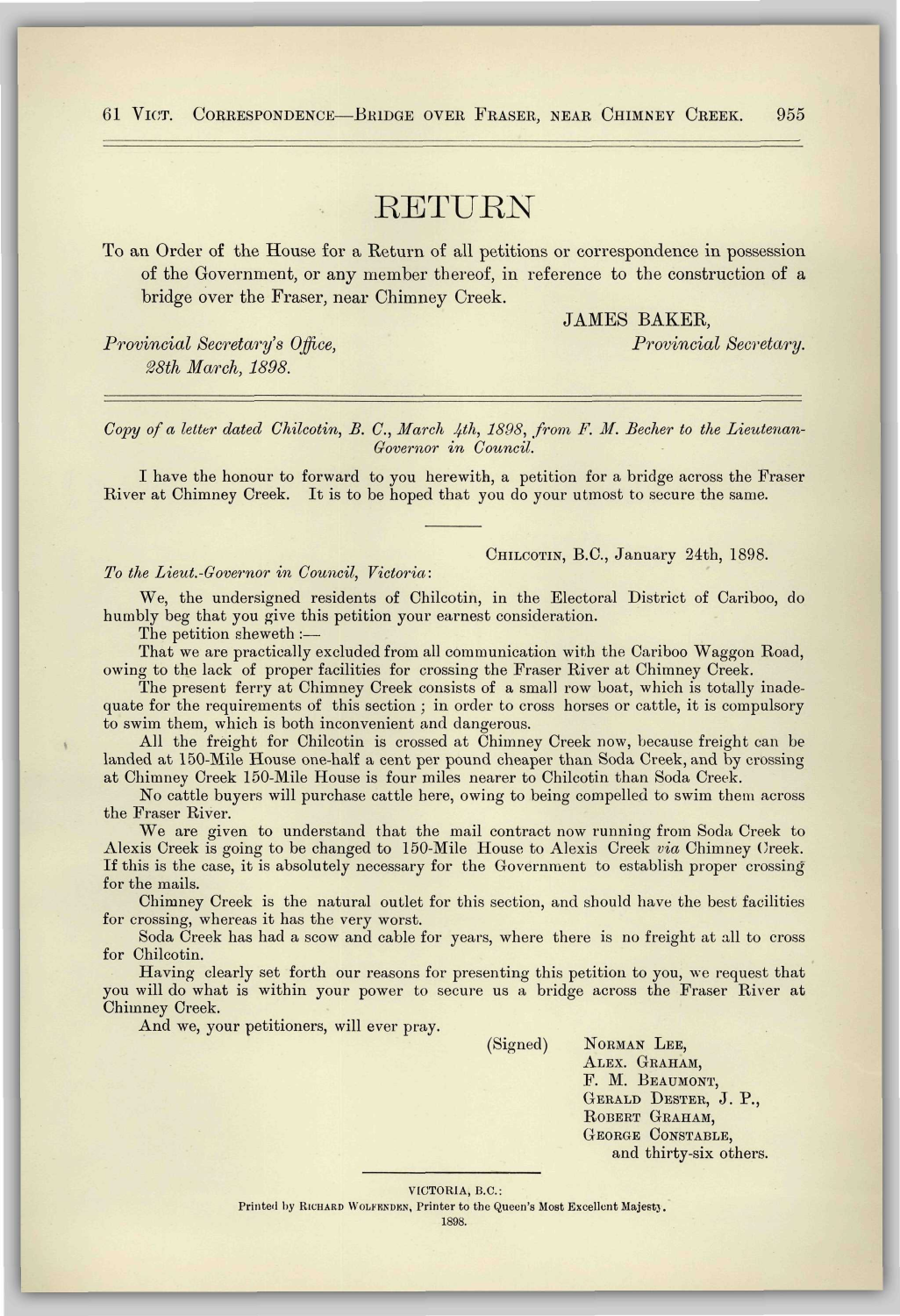# RETURN

To an Order of the House for a Return of all petitions or correspondence in possession of the Government, or any member thereof, in reference to the construction of a bridge over the Fraser, near Chimney Creek.

JAMES BAKER,
*Provincial Secretary.*

*Provincial Secretary's Office,*
*28th March, 1898.*

---

*Copy of a letter dated Chilcotin, B. C., March 4th, 1898, from F. M. Becher to the Lieutenan-Governor in Council.*

I have the honour to forward to you herewith, a petition for a bridge across the Fraser River at Chimney Creek. It is to be hoped that you do your utmost to secure the same.

---

CHILCOTIN, B.C., January 24th, 1898.

*To the Lieut.-Governor in Council, Victoria:*

We, the undersigned residents of Chilcotin, in the Electoral District of Cariboo, do humbly beg that you give this petition your earnest consideration.

The petition sheweth :—

That we are practically excluded from all communication with the Cariboo Waggon Road, owing to the lack of proper facilities for crossing the Fraser River at Chimney Creek.

The present ferry at Chimney Creek consists of a small row boat, which is totally inadequate for the requirements of this section ; in order to cross horses or cattle, it is compulsory to swim them, which is both inconvenient and dangerous.

All the freight for Chilcotin is crossed at Chimney Creek now, because freight can be landed at 150-Mile House one-half a cent per pound cheaper than Soda Creek, and by crossing at Chimney Creek 150-Mile House is four miles nearer to Chilcotin than Soda Creek.

No cattle buyers will purchase cattle here, owing to being compelled to swim them across the Fraser River.

We are given to understand that the mail contract now running from Soda Creek to Alexis Creek is going to be changed to 150-Mile House to Alexis Creek *via* Chimney Creek. If this is the case, it is absolutely necessary for the Government to establish proper crossing for the mails.

Chimney Creek is the natural outlet for this section, and should have the best facilities for crossing, whereas it has the very worst.

Soda Creek has had a scow and cable for years, where there is no freight at all to cross for Chilcotin.

Having clearly set forth our reasons for presenting this petition to you, we request that you will do what is within your power to secure us a bridge across the Fraser River at Chimney Creek.

And we, your petitioners, will ever pray.

(Signed) NORMAN LEE,
ALEX. GRAHAM,
F. M. BEAUMONT,
GERALD DESTER, J. P.,
ROBERT GRAHAM,
GEORGE CONSTABLE,
and thirty-six others.

---

VICTORIA, B.C.:
Printed by RICHARD WOLFENDEN, Printer to the Queen's Most Excellent Majesty.
1898.